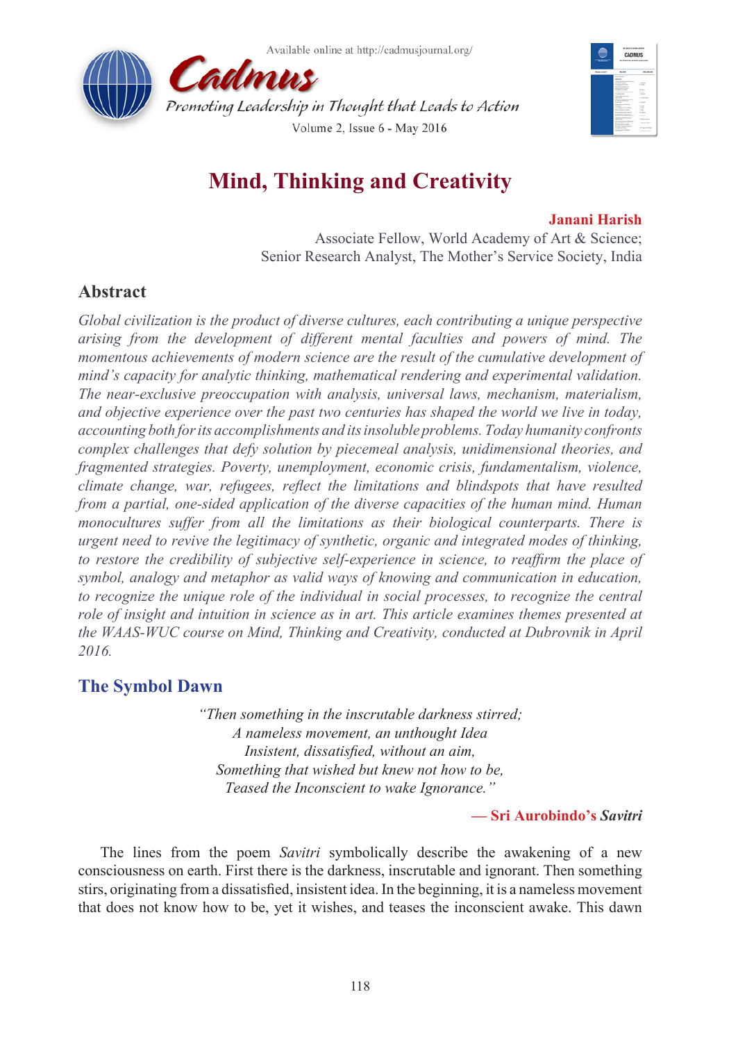# Mind, Thinking and Creativity

**Janani Harish**
Associate Fellow, World Academy of Art & Science;
Senior Research Analyst, The Mother's Service Society, India

## Abstract

*Global civilization is the product of diverse cultures, each contributing a unique perspective arising from the development of different mental faculties and powers of mind. The momentous achievements of modern science are the result of the cumulative development of mind's capacity for analytic thinking, mathematical rendering and experimental validation. The near-exclusive preoccupation with analysis, universal laws, mechanism, materialism, and objective experience over the past two centuries has shaped the world we live in today, accounting both for its accomplishments and its insoluble problems. Today humanity confronts complex challenges that defy solution by piecemeal analysis, unidimensional theories, and fragmented strategies. Poverty, unemployment, economic crisis, fundamentalism, violence, climate change, war, refugees, reflect the limitations and blindspots that have resulted from a partial, one-sided application of the diverse capacities of the human mind. Human monocultures suffer from all the limitations as their biological counterparts. There is urgent need to revive the legitimacy of synthetic, organic and integrated modes of thinking, to restore the credibility of subjective self-experience in science, to reaffirm the place of symbol, analogy and metaphor as valid ways of knowing and communication in education, to recognize the unique role of the individual in social processes, to recognize the central role of insight and intuition in science as in art. This article examines themes presented at the WAAS-WUC course on Mind, Thinking and Creativity, conducted at Dubrovnik in April 2016.*

## The Symbol Dawn

*"Then something in the inscrutable darkness stirred;*
*A nameless movement, an unthought Idea*
*Insistent, dissatisfied, without an aim,*
*Something that wished but knew not how to be,*
*Teased the Inconscient to wake Ignorance."*

**— Sri Aurobindo's *Savitri***

The lines from the poem *Savitri* symbolically describe the awakening of a new consciousness on earth. First there is the darkness, inscrutable and ignorant. Then something stirs, originating from a dissatisfied, insistent idea. In the beginning, it is a nameless movement that does not know how to be, yet it wishes, and teases the inconscient awake. This dawn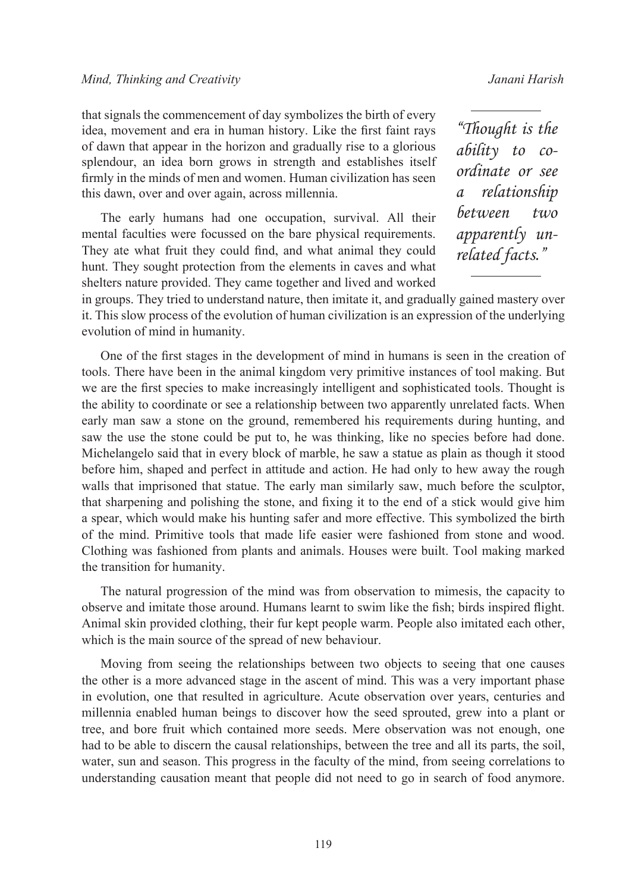that signals the commencement of day symbolizes the birth of every idea, movement and era in human history. Like the first faint rays of dawn that appear in the horizon and gradually rise to a glorious splendour, an idea born grows in strength and establishes itself firmly in the minds of men and women. Human civilization has seen this dawn, over and over again, across millennia.

> *"Thought is the ability to co-ordinate or see a relationship between two apparently unrelated facts."*

The early humans had one occupation, survival. All their mental faculties were focussed on the bare physical requirements. They ate what fruit they could find, and what animal they could hunt. They sought protection from the elements in caves and what shelters nature provided. They came together and lived and worked in groups. They tried to understand nature, then imitate it, and gradually gained mastery over it. This slow process of the evolution of human civilization is an expression of the underlying evolution of mind in humanity.

One of the first stages in the development of mind in humans is seen in the creation of tools. There have been in the animal kingdom very primitive instances of tool making. But we are the first species to make increasingly intelligent and sophisticated tools. Thought is the ability to coordinate or see a relationship between two apparently unrelated facts. When early man saw a stone on the ground, remembered his requirements during hunting, and saw the use the stone could be put to, he was thinking, like no species before had done. Michelangelo said that in every block of marble, he saw a statue as plain as though it stood before him, shaped and perfect in attitude and action. He had only to hew away the rough walls that imprisoned that statue. The early man similarly saw, much before the sculptor, that sharpening and polishing the stone, and fixing it to the end of a stick would give him a spear, which would make his hunting safer and more effective. This symbolized the birth of the mind. Primitive tools that made life easier were fashioned from stone and wood. Clothing was fashioned from plants and animals. Houses were built. Tool making marked the transition for humanity.

The natural progression of the mind was from observation to mimesis, the capacity to observe and imitate those around. Humans learnt to swim like the fish; birds inspired flight. Animal skin provided clothing, their fur kept people warm. People also imitated each other, which is the main source of the spread of new behaviour.

Moving from seeing the relationships between two objects to seeing that one causes the other is a more advanced stage in the ascent of mind. This was a very important phase in evolution, one that resulted in agriculture. Acute observation over years, centuries and millennia enabled human beings to discover how the seed sprouted, grew into a plant or tree, and bore fruit which contained more seeds. Mere observation was not enough, one had to be able to discern the causal relationships, between the tree and all its parts, the soil, water, sun and season. This progress in the faculty of the mind, from seeing correlations to understanding causation meant that people did not need to go in search of food anymore.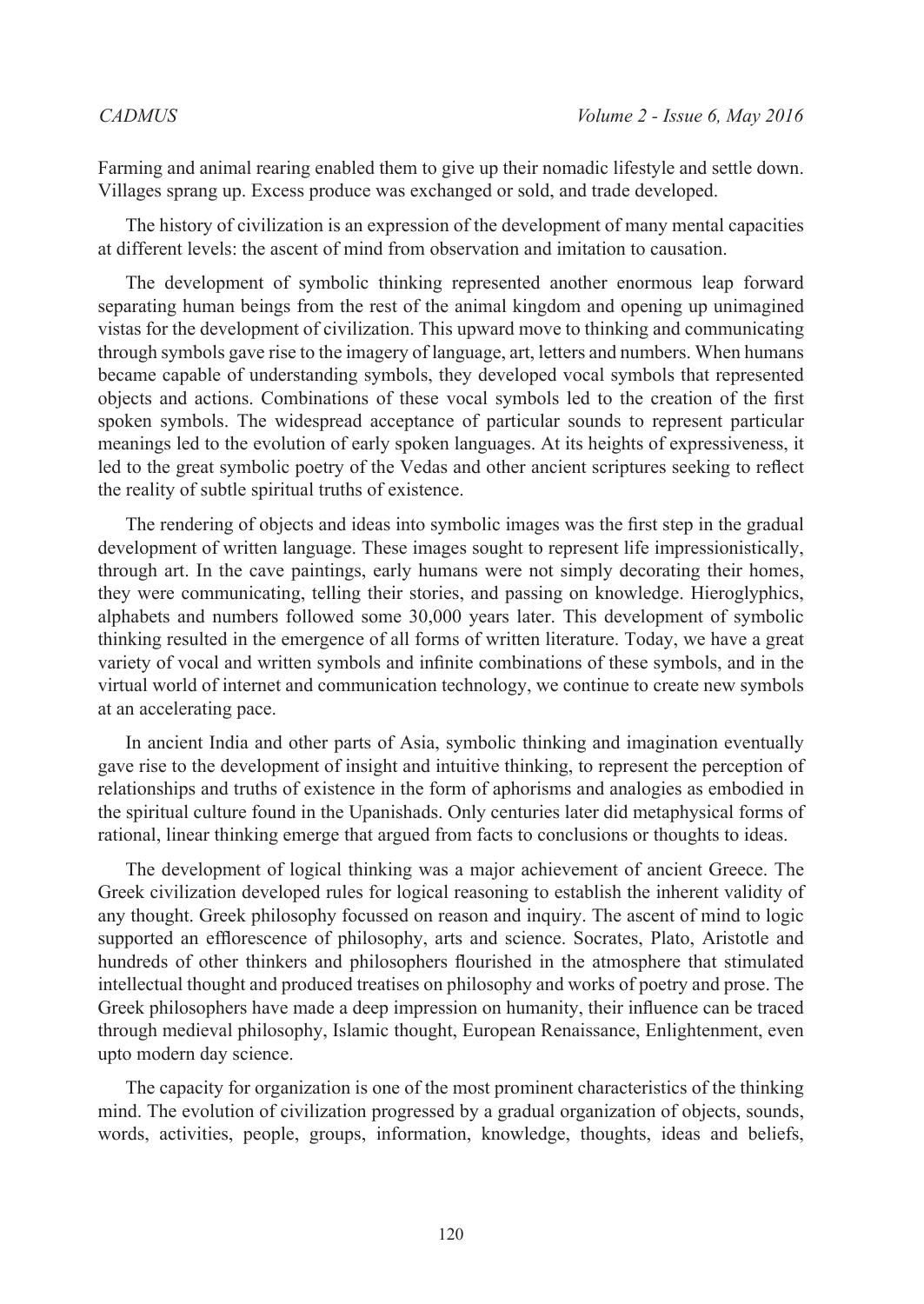Farming and animal rearing enabled them to give up their nomadic lifestyle and settle down. Villages sprang up. Excess produce was exchanged or sold, and trade developed.

The history of civilization is an expression of the development of many mental capacities at different levels: the ascent of mind from observation and imitation to causation.

The development of symbolic thinking represented another enormous leap forward separating human beings from the rest of the animal kingdom and opening up unimagined vistas for the development of civilization. This upward move to thinking and communicating through symbols gave rise to the imagery of language, art, letters and numbers. When humans became capable of understanding symbols, they developed vocal symbols that represented objects and actions. Combinations of these vocal symbols led to the creation of the first spoken symbols. The widespread acceptance of particular sounds to represent particular meanings led to the evolution of early spoken languages. At its heights of expressiveness, it led to the great symbolic poetry of the Vedas and other ancient scriptures seeking to reflect the reality of subtle spiritual truths of existence.

The rendering of objects and ideas into symbolic images was the first step in the gradual development of written language. These images sought to represent life impressionistically, through art. In the cave paintings, early humans were not simply decorating their homes, they were communicating, telling their stories, and passing on knowledge. Hieroglyphics, alphabets and numbers followed some 30,000 years later. This development of symbolic thinking resulted in the emergence of all forms of written literature. Today, we have a great variety of vocal and written symbols and infinite combinations of these symbols, and in the virtual world of internet and communication technology, we continue to create new symbols at an accelerating pace.

In ancient India and other parts of Asia, symbolic thinking and imagination eventually gave rise to the development of insight and intuitive thinking, to represent the perception of relationships and truths of existence in the form of aphorisms and analogies as embodied in the spiritual culture found in the Upanishads. Only centuries later did metaphysical forms of rational, linear thinking emerge that argued from facts to conclusions or thoughts to ideas.

The development of logical thinking was a major achievement of ancient Greece. The Greek civilization developed rules for logical reasoning to establish the inherent validity of any thought. Greek philosophy focussed on reason and inquiry. The ascent of mind to logic supported an efflorescence of philosophy, arts and science. Socrates, Plato, Aristotle and hundreds of other thinkers and philosophers flourished in the atmosphere that stimulated intellectual thought and produced treatises on philosophy and works of poetry and prose. The Greek philosophers have made a deep impression on humanity, their influence can be traced through medieval philosophy, Islamic thought, European Renaissance, Enlightenment, even upto modern day science.

The capacity for organization is one of the most prominent characteristics of the thinking mind. The evolution of civilization progressed by a gradual organization of objects, sounds, words, activities, people, groups, information, knowledge, thoughts, ideas and beliefs,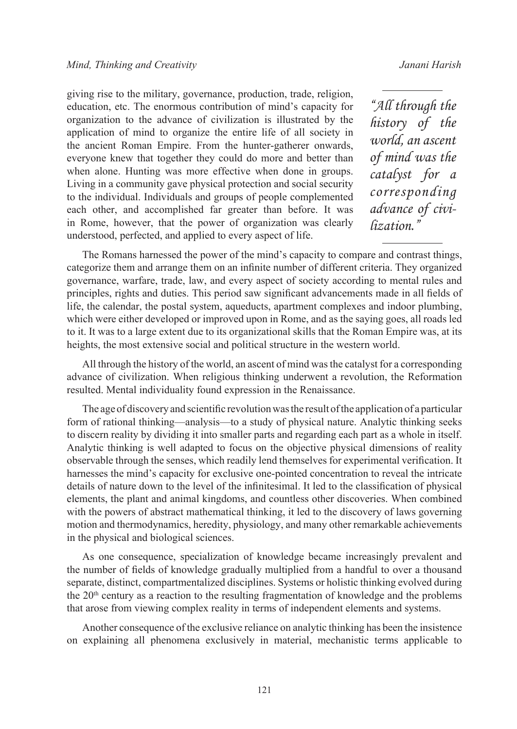giving rise to the military, governance, production, trade, religion, education, etc. The enormous contribution of mind's capacity for organization to the advance of civilization is illustrated by the application of mind to organize the entire life of all society in the ancient Roman Empire. From the hunter-gatherer onwards, everyone knew that together they could do more and better than when alone. Hunting was more effective when done in groups. Living in a community gave physical protection and social security to the individual. Individuals and groups of people complemented each other, and accomplished far greater than before. It was in Rome, however, that the power of organization was clearly understood, perfected, and applied to every aspect of life.

> *"All through the history of the world, an ascent of mind was the catalyst for a corresponding advance of civilization."*

The Romans harnessed the power of the mind's capacity to compare and contrast things, categorize them and arrange them on an infinite number of different criteria. They organized governance, warfare, trade, law, and every aspect of society according to mental rules and principles, rights and duties. This period saw significant advancements made in all fields of life, the calendar, the postal system, aqueducts, apartment complexes and indoor plumbing, which were either developed or improved upon in Rome, and as the saying goes, all roads led to it. It was to a large extent due to its organizational skills that the Roman Empire was, at its heights, the most extensive social and political structure in the western world.

All through the history of the world, an ascent of mind was the catalyst for a corresponding advance of civilization. When religious thinking underwent a revolution, the Reformation resulted. Mental individuality found expression in the Renaissance.

The age of discovery and scientific revolution was the result of the application of a particular form of rational thinking—analysis—to a study of physical nature. Analytic thinking seeks to discern reality by dividing it into smaller parts and regarding each part as a whole in itself. Analytic thinking is well adapted to focus on the objective physical dimensions of reality observable through the senses, which readily lend themselves for experimental verification. It harnesses the mind's capacity for exclusive one-pointed concentration to reveal the intricate details of nature down to the level of the infinitesimal. It led to the classification of physical elements, the plant and animal kingdoms, and countless other discoveries. When combined with the powers of abstract mathematical thinking, it led to the discovery of laws governing motion and thermodynamics, heredity, physiology, and many other remarkable achievements in the physical and biological sciences.

As one consequence, specialization of knowledge became increasingly prevalent and the number of fields of knowledge gradually multiplied from a handful to over a thousand separate, distinct, compartmentalized disciplines. Systems or holistic thinking evolved during the 20th century as a reaction to the resulting fragmentation of knowledge and the problems that arose from viewing complex reality in terms of independent elements and systems.

Another consequence of the exclusive reliance on analytic thinking has been the insistence on explaining all phenomena exclusively in material, mechanistic terms applicable to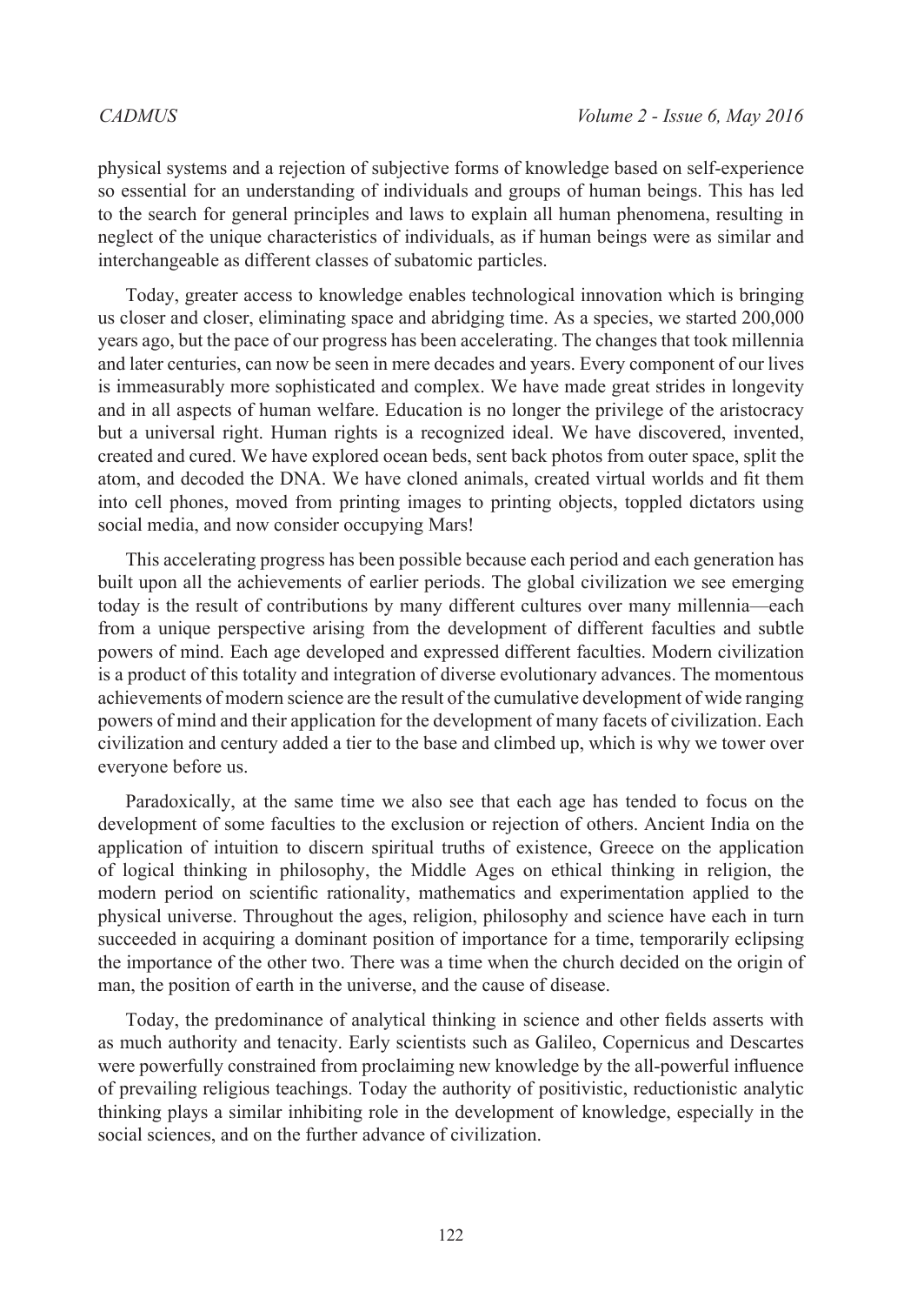physical systems and a rejection of subjective forms of knowledge based on self-experience so essential for an understanding of individuals and groups of human beings. This has led to the search for general principles and laws to explain all human phenomena, resulting in neglect of the unique characteristics of individuals, as if human beings were as similar and interchangeable as different classes of subatomic particles.

Today, greater access to knowledge enables technological innovation which is bringing us closer and closer, eliminating space and abridging time. As a species, we started 200,000 years ago, but the pace of our progress has been accelerating. The changes that took millennia and later centuries, can now be seen in mere decades and years. Every component of our lives is immeasurably more sophisticated and complex. We have made great strides in longevity and in all aspects of human welfare. Education is no longer the privilege of the aristocracy but a universal right. Human rights is a recognized ideal. We have discovered, invented, created and cured. We have explored ocean beds, sent back photos from outer space, split the atom, and decoded the DNA. We have cloned animals, created virtual worlds and fit them into cell phones, moved from printing images to printing objects, toppled dictators using social media, and now consider occupying Mars!

This accelerating progress has been possible because each period and each generation has built upon all the achievements of earlier periods. The global civilization we see emerging today is the result of contributions by many different cultures over many millennia—each from a unique perspective arising from the development of different faculties and subtle powers of mind. Each age developed and expressed different faculties. Modern civilization is a product of this totality and integration of diverse evolutionary advances. The momentous achievements of modern science are the result of the cumulative development of wide ranging powers of mind and their application for the development of many facets of civilization. Each civilization and century added a tier to the base and climbed up, which is why we tower over everyone before us.

Paradoxically, at the same time we also see that each age has tended to focus on the development of some faculties to the exclusion or rejection of others. Ancient India on the application of intuition to discern spiritual truths of existence, Greece on the application of logical thinking in philosophy, the Middle Ages on ethical thinking in religion, the modern period on scientific rationality, mathematics and experimentation applied to the physical universe. Throughout the ages, religion, philosophy and science have each in turn succeeded in acquiring a dominant position of importance for a time, temporarily eclipsing the importance of the other two. There was a time when the church decided on the origin of man, the position of earth in the universe, and the cause of disease.

Today, the predominance of analytical thinking in science and other fields asserts with as much authority and tenacity. Early scientists such as Galileo, Copernicus and Descartes were powerfully constrained from proclaiming new knowledge by the all-powerful influence of prevailing religious teachings. Today the authority of positivistic, reductionistic analytic thinking plays a similar inhibiting role in the development of knowledge, especially in the social sciences, and on the further advance of civilization.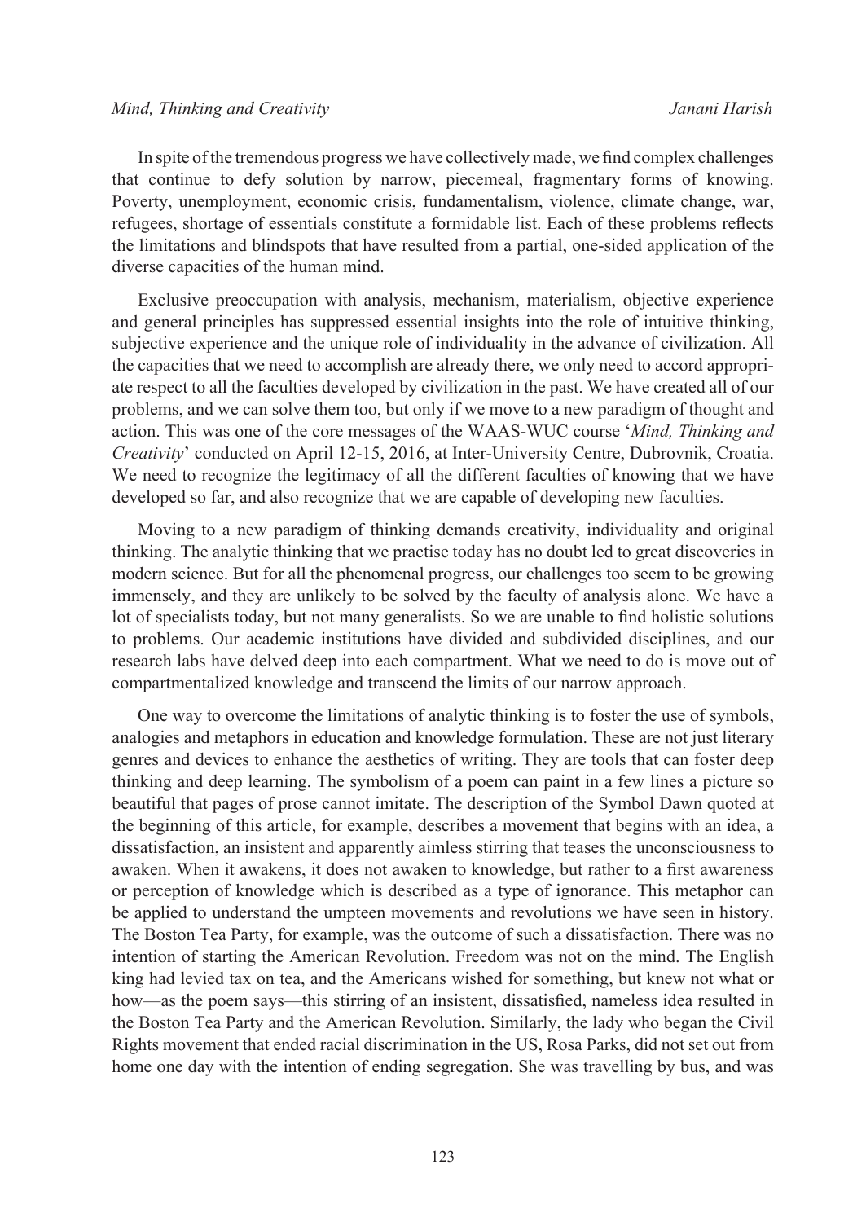In spite of the tremendous progress we have collectively made, we find complex challenges that continue to defy solution by narrow, piecemeal, fragmentary forms of knowing. Poverty, unemployment, economic crisis, fundamentalism, violence, climate change, war, refugees, shortage of essentials constitute a formidable list. Each of these problems reflects the limitations and blindspots that have resulted from a partial, one-sided application of the diverse capacities of the human mind.

Exclusive preoccupation with analysis, mechanism, materialism, objective experience and general principles has suppressed essential insights into the role of intuitive thinking, subjective experience and the unique role of individuality in the advance of civilization. All the capacities that we need to accomplish are already there, we only need to accord appropriate respect to all the faculties developed by civilization in the past. We have created all of our problems, and we can solve them too, but only if we move to a new paradigm of thought and action. This was one of the core messages of the WAAS-WUC course '*Mind, Thinking and Creativity*' conducted on April 12-15, 2016, at Inter-University Centre, Dubrovnik, Croatia. We need to recognize the legitimacy of all the different faculties of knowing that we have developed so far, and also recognize that we are capable of developing new faculties.

Moving to a new paradigm of thinking demands creativity, individuality and original thinking. The analytic thinking that we practise today has no doubt led to great discoveries in modern science. But for all the phenomenal progress, our challenges too seem to be growing immensely, and they are unlikely to be solved by the faculty of analysis alone. We have a lot of specialists today, but not many generalists. So we are unable to find holistic solutions to problems. Our academic institutions have divided and subdivided disciplines, and our research labs have delved deep into each compartment. What we need to do is move out of compartmentalized knowledge and transcend the limits of our narrow approach.

One way to overcome the limitations of analytic thinking is to foster the use of symbols, analogies and metaphors in education and knowledge formulation. These are not just literary genres and devices to enhance the aesthetics of writing. They are tools that can foster deep thinking and deep learning. The symbolism of a poem can paint in a few lines a picture so beautiful that pages of prose cannot imitate. The description of the Symbol Dawn quoted at the beginning of this article, for example, describes a movement that begins with an idea, a dissatisfaction, an insistent and apparently aimless stirring that teases the unconsciousness to awaken. When it awakens, it does not awaken to knowledge, but rather to a first awareness or perception of knowledge which is described as a type of ignorance. This metaphor can be applied to understand the umpteen movements and revolutions we have seen in history. The Boston Tea Party, for example, was the outcome of such a dissatisfaction. There was no intention of starting the American Revolution. Freedom was not on the mind. The English king had levied tax on tea, and the Americans wished for something, but knew not what or how—as the poem says—this stirring of an insistent, dissatisfied, nameless idea resulted in the Boston Tea Party and the American Revolution. Similarly, the lady who began the Civil Rights movement that ended racial discrimination in the US, Rosa Parks, did not set out from home one day with the intention of ending segregation. She was travelling by bus, and was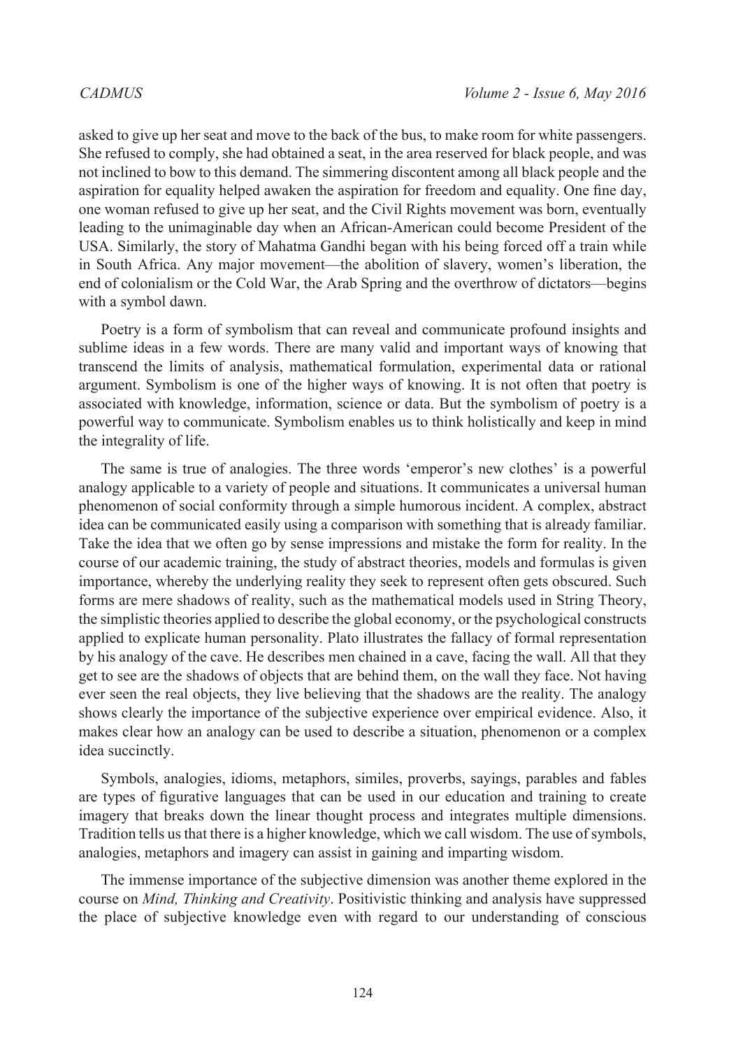asked to give up her seat and move to the back of the bus, to make room for white passengers. She refused to comply, she had obtained a seat, in the area reserved for black people, and was not inclined to bow to this demand. The simmering discontent among all black people and the aspiration for equality helped awaken the aspiration for freedom and equality. One fine day, one woman refused to give up her seat, and the Civil Rights movement was born, eventually leading to the unimaginable day when an African-American could become President of the USA. Similarly, the story of Mahatma Gandhi began with his being forced off a train while in South Africa. Any major movement—the abolition of slavery, women's liberation, the end of colonialism or the Cold War, the Arab Spring and the overthrow of dictators—begins with a symbol dawn.

Poetry is a form of symbolism that can reveal and communicate profound insights and sublime ideas in a few words. There are many valid and important ways of knowing that transcend the limits of analysis, mathematical formulation, experimental data or rational argument. Symbolism is one of the higher ways of knowing. It is not often that poetry is associated with knowledge, information, science or data. But the symbolism of poetry is a powerful way to communicate. Symbolism enables us to think holistically and keep in mind the integrality of life.

The same is true of analogies. The three words 'emperor's new clothes' is a powerful analogy applicable to a variety of people and situations. It communicates a universal human phenomenon of social conformity through a simple humorous incident. A complex, abstract idea can be communicated easily using a comparison with something that is already familiar. Take the idea that we often go by sense impressions and mistake the form for reality. In the course of our academic training, the study of abstract theories, models and formulas is given importance, whereby the underlying reality they seek to represent often gets obscured. Such forms are mere shadows of reality, such as the mathematical models used in String Theory, the simplistic theories applied to describe the global economy, or the psychological constructs applied to explicate human personality. Plato illustrates the fallacy of formal representation by his analogy of the cave. He describes men chained in a cave, facing the wall. All that they get to see are the shadows of objects that are behind them, on the wall they face. Not having ever seen the real objects, they live believing that the shadows are the reality. The analogy shows clearly the importance of the subjective experience over empirical evidence. Also, it makes clear how an analogy can be used to describe a situation, phenomenon or a complex idea succinctly.

Symbols, analogies, idioms, metaphors, similes, proverbs, sayings, parables and fables are types of figurative languages that can be used in our education and training to create imagery that breaks down the linear thought process and integrates multiple dimensions. Tradition tells us that there is a higher knowledge, which we call wisdom. The use of symbols, analogies, metaphors and imagery can assist in gaining and imparting wisdom.

The immense importance of the subjective dimension was another theme explored in the course on *Mind, Thinking and Creativity*. Positivistic thinking and analysis have suppressed the place of subjective knowledge even with regard to our understanding of conscious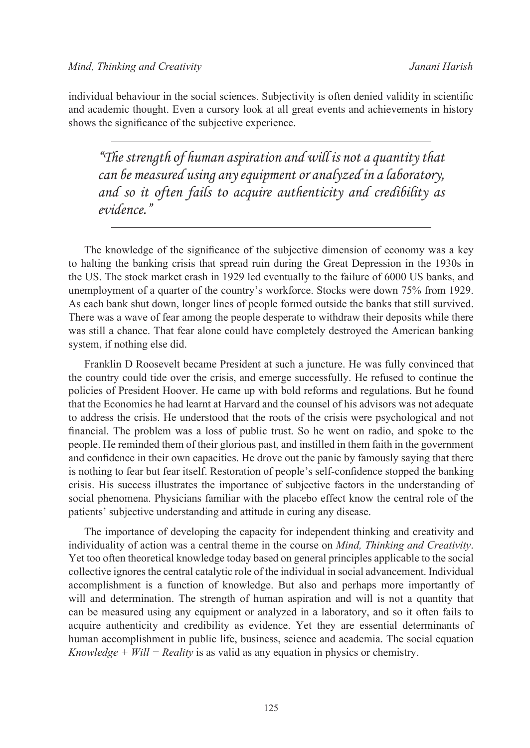individual behaviour in the social sciences. Subjectivity is often denied validity in scientific and academic thought. Even a cursory look at all great events and achievements in history shows the significance of the subjective experience.

> *"The strength of human aspiration and will is not a quantity that can be measured using any equipment or analyzed in a laboratory, and so it often fails to acquire authenticity and credibility as evidence."*

The knowledge of the significance of the subjective dimension of economy was a key to halting the banking crisis that spread ruin during the Great Depression in the 1930s in the US. The stock market crash in 1929 led eventually to the failure of 6000 US banks, and unemployment of a quarter of the country's workforce. Stocks were down 75% from 1929. As each bank shut down, longer lines of people formed outside the banks that still survived. There was a wave of fear among the people desperate to withdraw their deposits while there was still a chance. That fear alone could have completely destroyed the American banking system, if nothing else did.

Franklin D Roosevelt became President at such a juncture. He was fully convinced that the country could tide over the crisis, and emerge successfully. He refused to continue the policies of President Hoover. He came up with bold reforms and regulations. But he found that the Economics he had learnt at Harvard and the counsel of his advisors was not adequate to address the crisis. He understood that the roots of the crisis were psychological and not financial. The problem was a loss of public trust. So he went on radio, and spoke to the people. He reminded them of their glorious past, and instilled in them faith in the government and confidence in their own capacities. He drove out the panic by famously saying that there is nothing to fear but fear itself. Restoration of people's self-confidence stopped the banking crisis. His success illustrates the importance of subjective factors in the understanding of social phenomena. Physicians familiar with the placebo effect know the central role of the patients' subjective understanding and attitude in curing any disease.

The importance of developing the capacity for independent thinking and creativity and individuality of action was a central theme in the course on *Mind, Thinking and Creativity*. Yet too often theoretical knowledge today based on general principles applicable to the social collective ignores the central catalytic role of the individual in social advancement. Individual accomplishment is a function of knowledge. But also and perhaps more importantly of will and determination. The strength of human aspiration and will is not a quantity that can be measured using any equipment or analyzed in a laboratory, and so it often fails to acquire authenticity and credibility as evidence. Yet they are essential determinants of human accomplishment in public life, business, science and academia. The social equation *Knowledge + Will = Reality* is as valid as any equation in physics or chemistry.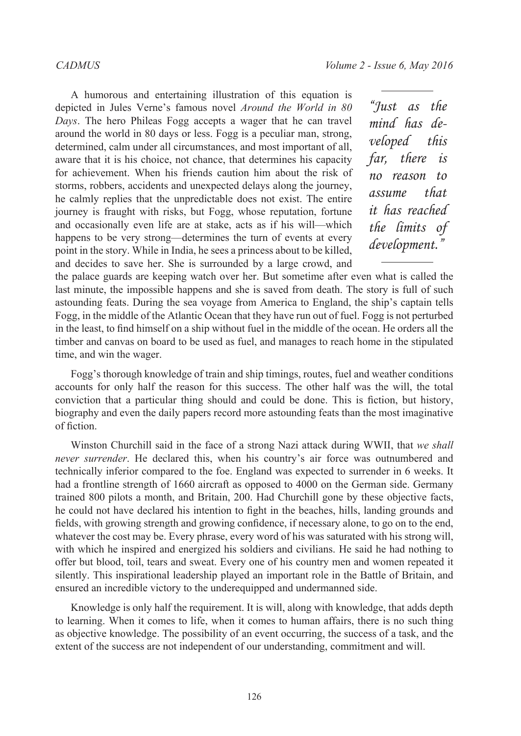A humorous and entertaining illustration of this equation is depicted in Jules Verne's famous novel *Around the World in 80 Days*. The hero Phileas Fogg accepts a wager that he can travel around the world in 80 days or less. Fogg is a peculiar man, strong, determined, calm under all circumstances, and most important of all, aware that it is his choice, not chance, that determines his capacity for achievement. When his friends caution him about the risk of storms, robbers, accidents and unexpected delays along the journey, he calmly replies that the unpredictable does not exist. The entire journey is fraught with risks, but Fogg, whose reputation, fortune and occasionally even life are at stake, acts as if his will—which happens to be very strong—determines the turn of events at every point in the story. While in India, he sees a princess about to be killed, and decides to save her. She is surrounded by a large crowd, and the palace guards are keeping watch over her. But sometime after even what is called the last minute, the impossible happens and she is saved from death. The story is full of such astounding feats. During the sea voyage from America to England, the ship's captain tells Fogg, in the middle of the Atlantic Ocean that they have run out of fuel. Fogg is not perturbed in the least, to find himself on a ship without fuel in the middle of the ocean. He orders all the timber and canvas on board to be used as fuel, and manages to reach home in the stipulated time, and win the wager.

> *"Just as the mind has developed this far, there is no reason to assume that it has reached the limits of development."*

Fogg's thorough knowledge of train and ship timings, routes, fuel and weather conditions accounts for only half the reason for this success. The other half was the will, the total conviction that a particular thing should and could be done. This is fiction, but history, biography and even the daily papers record more astounding feats than the most imaginative of fiction.

Winston Churchill said in the face of a strong Nazi attack during WWII, that *we shall never surrender*. He declared this, when his country's air force was outnumbered and technically inferior compared to the foe. England was expected to surrender in 6 weeks. It had a frontline strength of 1660 aircraft as opposed to 4000 on the German side. Germany trained 800 pilots a month, and Britain, 200. Had Churchill gone by these objective facts, he could not have declared his intention to fight in the beaches, hills, landing grounds and fields, with growing strength and growing confidence, if necessary alone, to go on to the end, whatever the cost may be. Every phrase, every word of his was saturated with his strong will, with which he inspired and energized his soldiers and civilians. He said he had nothing to offer but blood, toil, tears and sweat. Every one of his country men and women repeated it silently. This inspirational leadership played an important role in the Battle of Britain, and ensured an incredible victory to the underequipped and undermanned side.

Knowledge is only half the requirement. It is will, along with knowledge, that adds depth to learning. When it comes to life, when it comes to human affairs, there is no such thing as objective knowledge. The possibility of an event occurring, the success of a task, and the extent of the success are not independent of our understanding, commitment and will.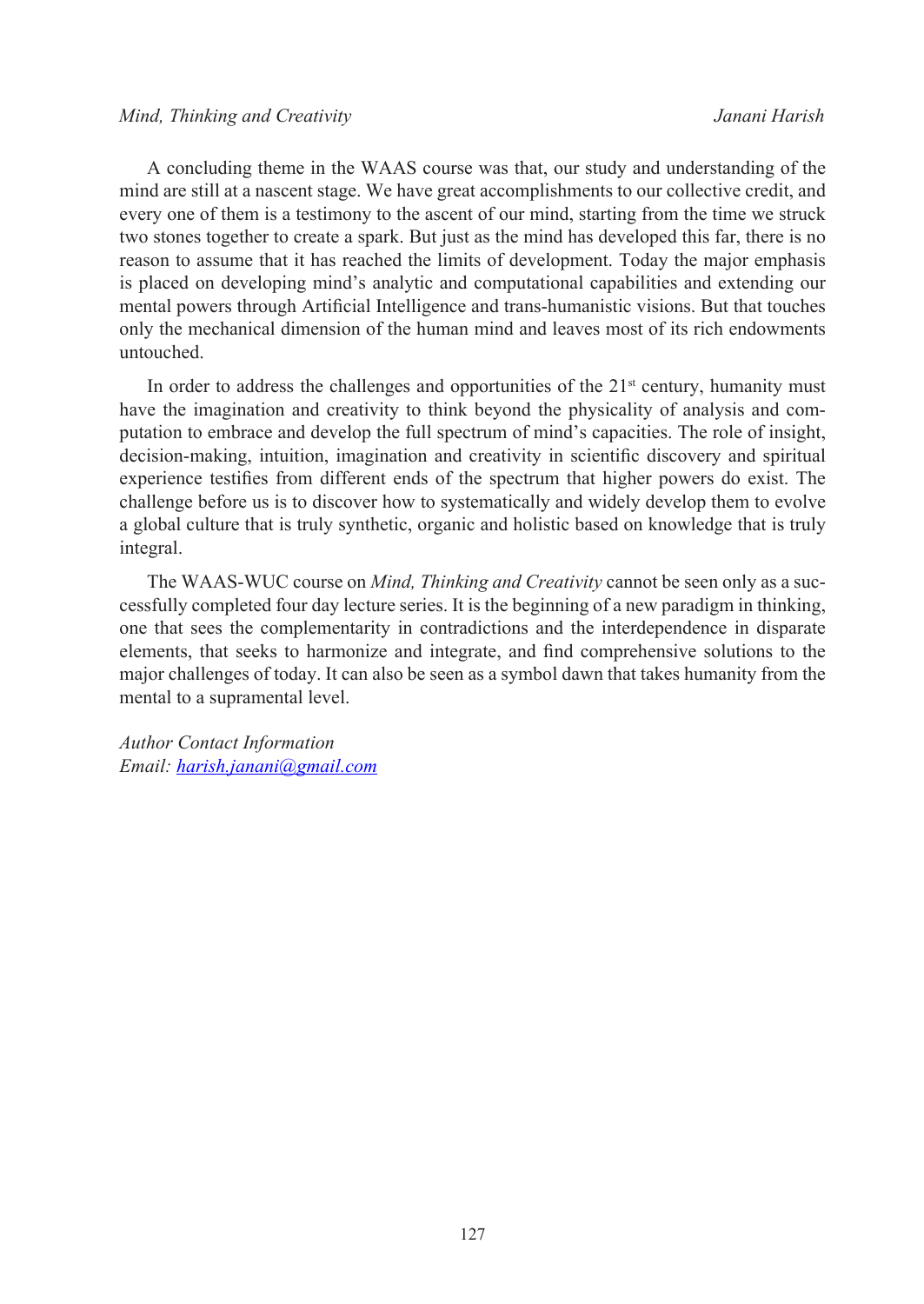A concluding theme in the WAAS course was that, our study and understanding of the mind are still at a nascent stage. We have great accomplishments to our collective credit, and every one of them is a testimony to the ascent of our mind, starting from the time we struck two stones together to create a spark. But just as the mind has developed this far, there is no reason to assume that it has reached the limits of development. Today the major emphasis is placed on developing mind's analytic and computational capabilities and extending our mental powers through Artificial Intelligence and trans-humanistic visions. But that touches only the mechanical dimension of the human mind and leaves most of its rich endowments untouched.

In order to address the challenges and opportunities of the 21st century, humanity must have the imagination and creativity to think beyond the physicality of analysis and computation to embrace and develop the full spectrum of mind's capacities. The role of insight, decision-making, intuition, imagination and creativity in scientific discovery and spiritual experience testifies from different ends of the spectrum that higher powers do exist. The challenge before us is to discover how to systematically and widely develop them to evolve a global culture that is truly synthetic, organic and holistic based on knowledge that is truly integral.

The WAAS-WUC course on *Mind, Thinking and Creativity* cannot be seen only as a successfully completed four day lecture series. It is the beginning of a new paradigm in thinking, one that sees the complementarity in contradictions and the interdependence in disparate elements, that seeks to harmonize and integrate, and find comprehensive solutions to the major challenges of today. It can also be seen as a symbol dawn that takes humanity from the mental to a supramental level.

*Author Contact Information*
*Email:* [harish.janani@gmail.com](mailto:harish.janani@gmail.com)